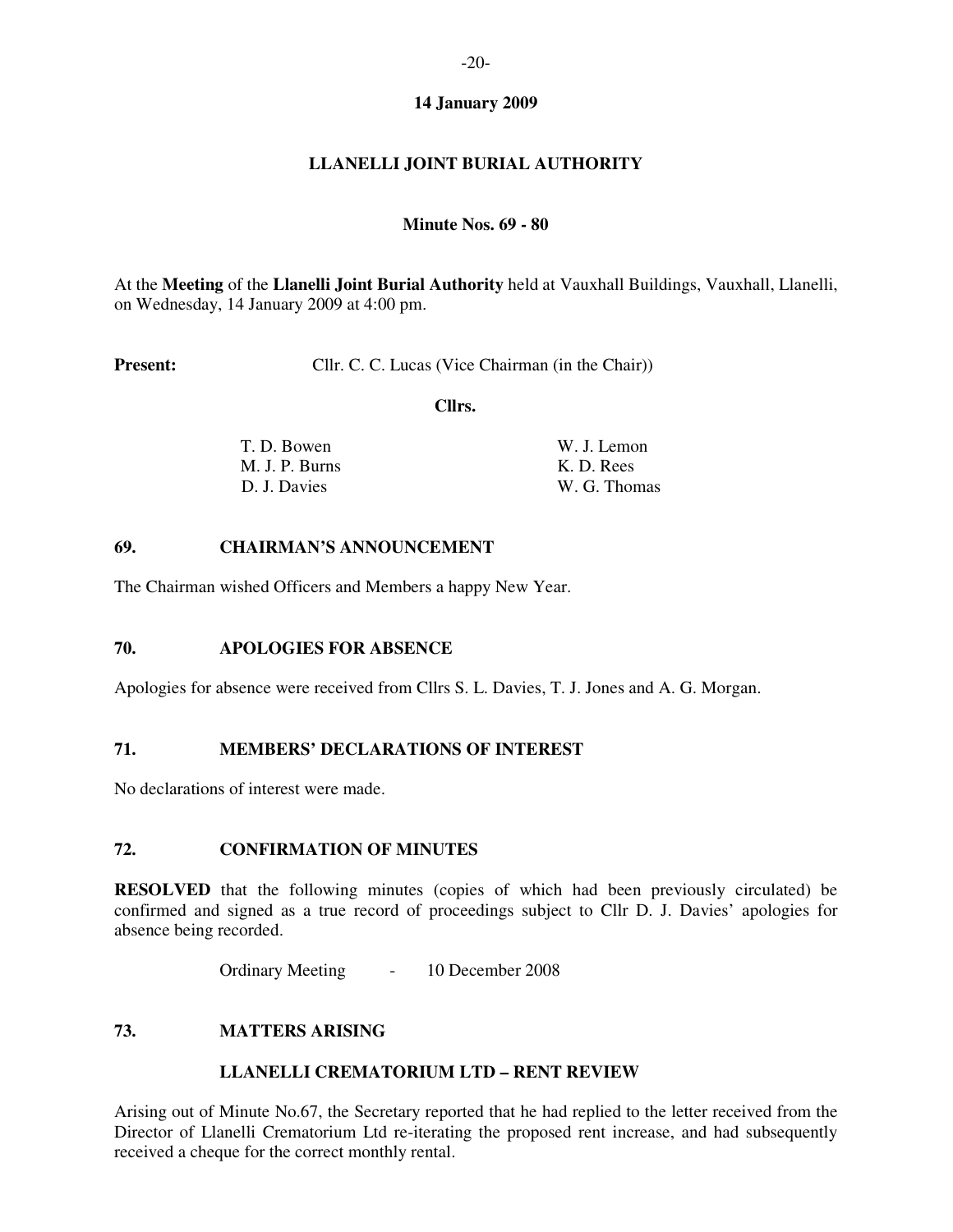**14 January 2009**

# LLANELLI JOINT BURIAL AUTHORITY

**Minute Nos. 69 - 80**

At the **Meeting** of the **Llanelli Joint Burial Authority** held at Vauxhall Buildings, Vauxhall, Llanelli, on Wednesday, 14 January 2009 at 4:00 pm.

**Present:** Cllr. C. C. Lucas (Vice Chairman (in the Chair))

**Cllrs.**

| | |
|---|---|
| T. D. Bowen | W. J. Lemon |
| M. J. P. Burns | K. D. Rees |
| D. J. Davies | W. G. Thomas |

## 69. CHAIRMAN'S ANNOUNCEMENT

The Chairman wished Officers and Members a happy New Year.

## 70. APOLOGIES FOR ABSENCE

Apologies for absence were received from Cllrs S. L. Davies, T. J. Jones and A. G. Morgan.

## 71. MEMBERS' DECLARATIONS OF INTEREST

No declarations of interest were made.

## 72. CONFIRMATION OF MINUTES

**RESOLVED** that the following minutes (copies of which had been previously circulated) be confirmed and signed as a true record of proceedings subject to Cllr D. J. Davies' apologies for absence being recorded.

Ordinary Meeting - 10 December 2008

## 73. MATTERS ARISING

### LLANELLI CREMATORIUM LTD – RENT REVIEW

Arising out of Minute No.67, the Secretary reported that he had replied to the letter received from the Director of Llanelli Crematorium Ltd re-iterating the proposed rent increase, and had subsequently received a cheque for the correct monthly rental.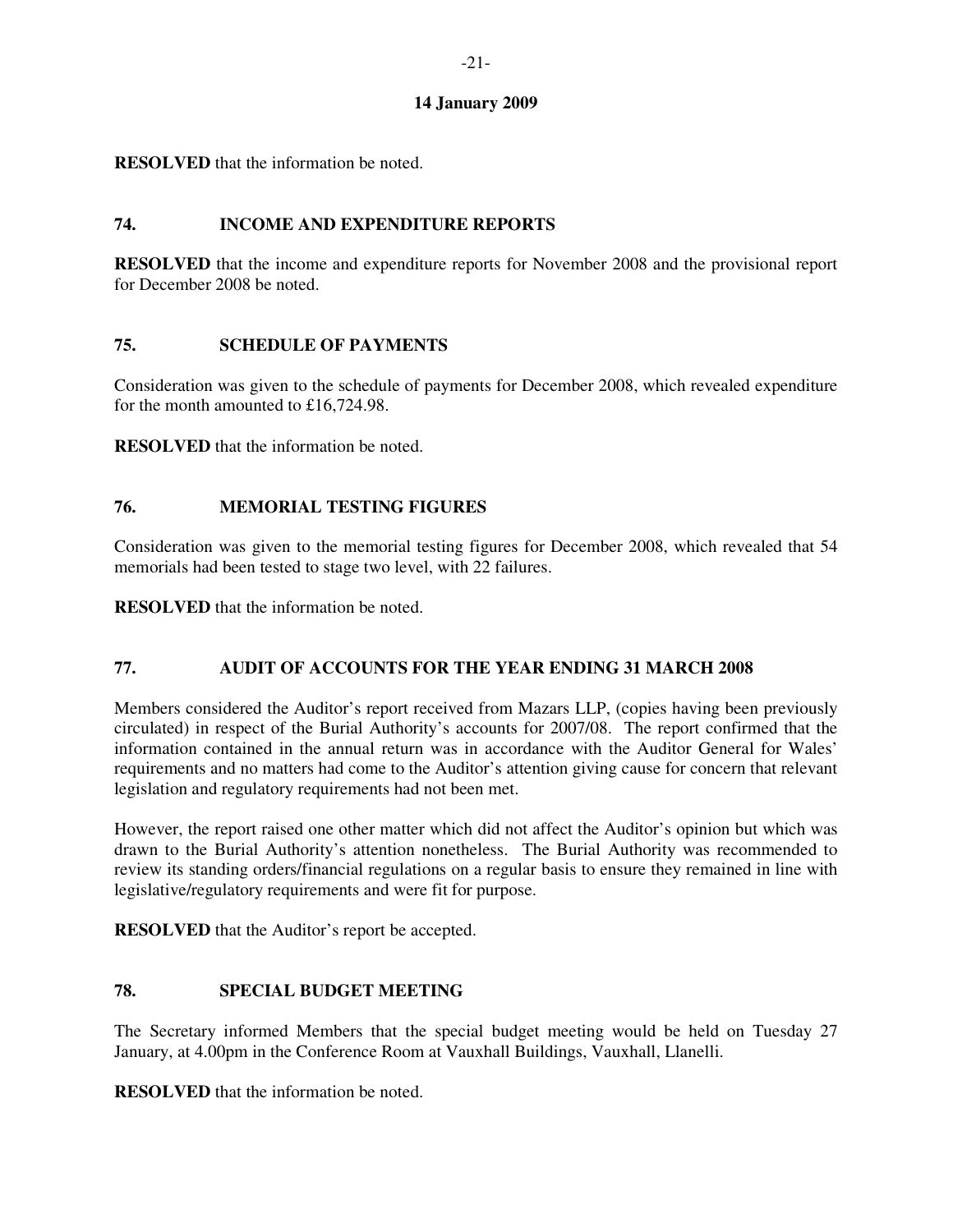**14 January 2009**

**RESOLVED** that the information be noted.

## 74. INCOME AND EXPENDITURE REPORTS

**RESOLVED** that the income and expenditure reports for November 2008 and the provisional report for December 2008 be noted.

## 75. SCHEDULE OF PAYMENTS

Consideration was given to the schedule of payments for December 2008, which revealed expenditure for the month amounted to £16,724.98.

**RESOLVED** that the information be noted.

## 76. MEMORIAL TESTING FIGURES

Consideration was given to the memorial testing figures for December 2008, which revealed that 54 memorials had been tested to stage two level, with 22 failures.

**RESOLVED** that the information be noted.

## 77. AUDIT OF ACCOUNTS FOR THE YEAR ENDING 31 MARCH 2008

Members considered the Auditor's report received from Mazars LLP, (copies having been previously circulated) in respect of the Burial Authority's accounts for 2007/08. The report confirmed that the information contained in the annual return was in accordance with the Auditor General for Wales' requirements and no matters had come to the Auditor's attention giving cause for concern that relevant legislation and regulatory requirements had not been met.

However, the report raised one other matter which did not affect the Auditor's opinion but which was drawn to the Burial Authority's attention nonetheless. The Burial Authority was recommended to review its standing orders/financial regulations on a regular basis to ensure they remained in line with legislative/regulatory requirements and were fit for purpose.

**RESOLVED** that the Auditor's report be accepted.

## 78. SPECIAL BUDGET MEETING

The Secretary informed Members that the special budget meeting would be held on Tuesday 27 January, at 4.00pm in the Conference Room at Vauxhall Buildings, Vauxhall, Llanelli.

**RESOLVED** that the information be noted.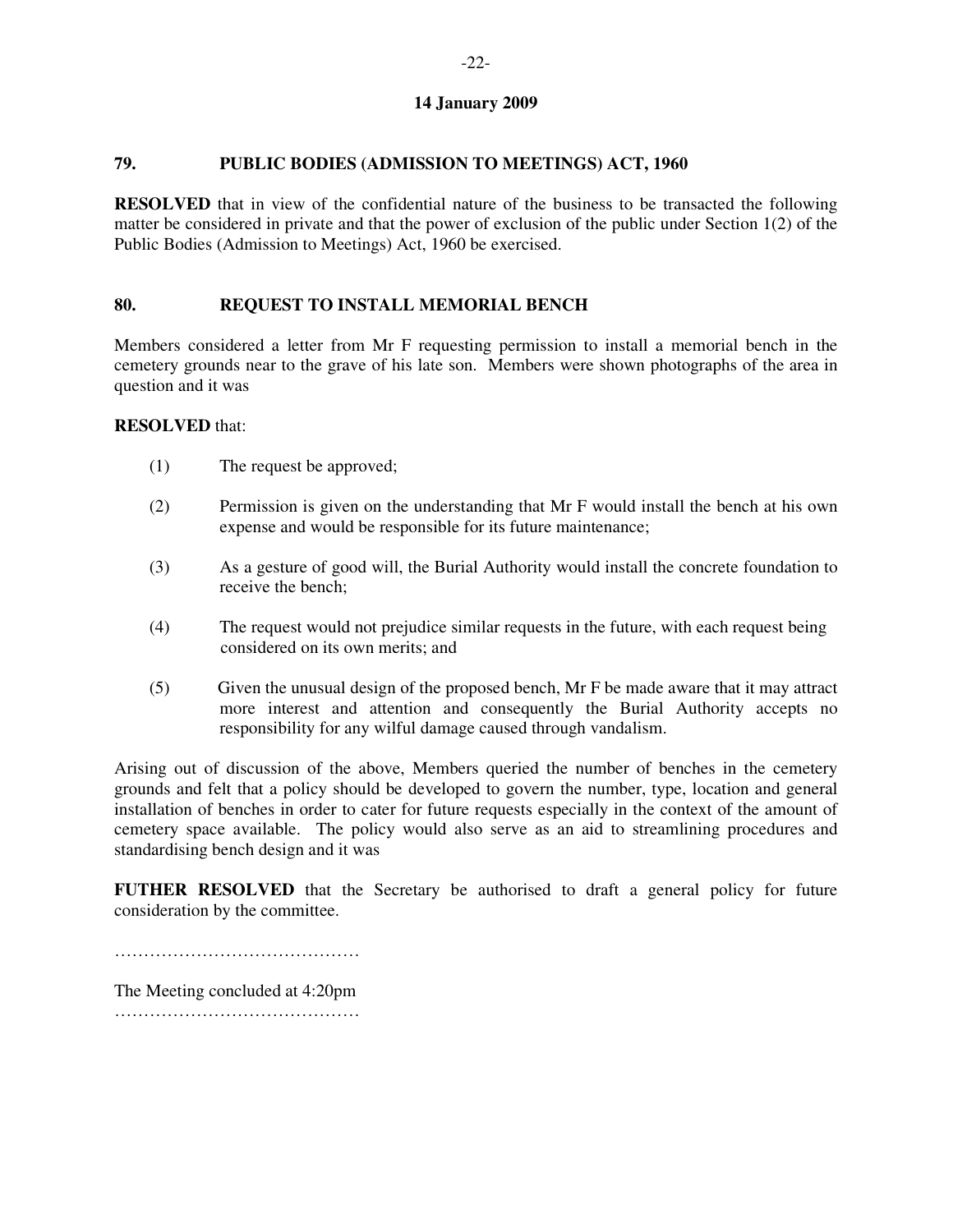**14 January 2009**

**79. PUBLIC BODIES (ADMISSION TO MEETINGS) ACT, 1960**

**RESOLVED** that in view of the confidential nature of the business to be transacted the following matter be considered in private and that the power of exclusion of the public under Section 1(2) of the Public Bodies (Admission to Meetings) Act, 1960 be exercised.

**80. REQUEST TO INSTALL MEMORIAL BENCH**

Members considered a letter from Mr F requesting permission to install a memorial bench in the cemetery grounds near to the grave of his late son. Members were shown photographs of the area in question and it was

**RESOLVED** that:

(1) The request be approved;

(2) Permission is given on the understanding that Mr F would install the bench at his own expense and would be responsible for its future maintenance;

(3) As a gesture of good will, the Burial Authority would install the concrete foundation to receive the bench;

(4) The request would not prejudice similar requests in the future, with each request being considered on its own merits; and

(5) Given the unusual design of the proposed bench, Mr F be made aware that it may attract more interest and attention and consequently the Burial Authority accepts no responsibility for any wilful damage caused through vandalism.

Arising out of discussion of the above, Members queried the number of benches in the cemetery grounds and felt that a policy should be developed to govern the number, type, location and general installation of benches in order to cater for future requests especially in the context of the amount of cemetery space available. The policy would also serve as an aid to streamlining procedures and standardising bench design and it was

**FUTHER RESOLVED** that the Secretary be authorised to draft a general policy for future consideration by the committee.

……………………………………

The Meeting concluded at 4:20pm

……………………………………